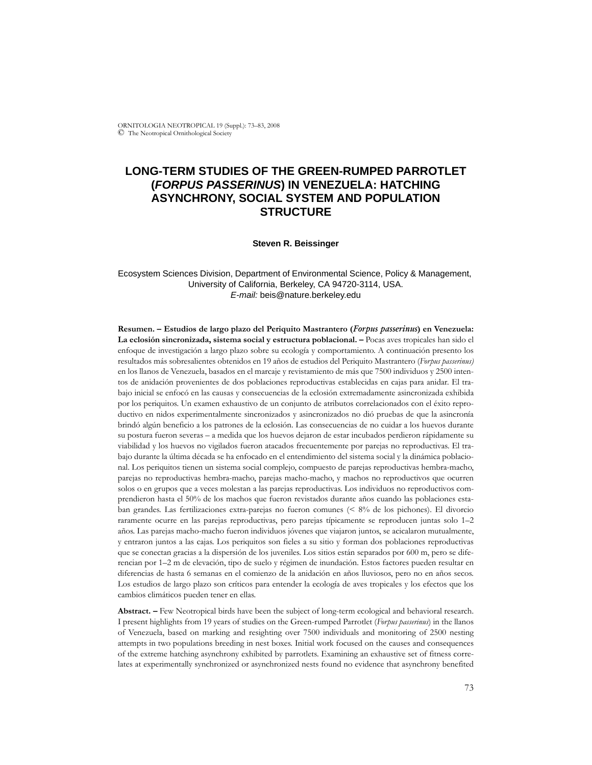# LONG-TERM STUDIES OF THE GREEN-RUMPED PARROTLET (*FORPUS PASSERINUS*) IN VENEZUELA: HATCHING ASYNCHRONY, SOCIAL SYSTEM AND POPULATION STRUCTURE

**Steven R. Beissinger**

Ecosystem Sciences Division, Department of Environmental Science, Policy & Management, University of California, Berkeley, CA 94720-3114, USA.
*E-mail:* beis@nature.berkeley.edu

**Resumen. – Estudios de largo plazo del Periquito Mastrantero (*Forpus passerinus*) en Venezuela: La eclosión sincronizada, sistema social y estructura poblacional. –** Pocas aves tropicales han sido el enfoque de investigación a largo plazo sobre su ecología y comportamiento. A continuación presento los resultados más sobresalientes obtenidos en 19 años de estudios del Periquito Mastrantero (*Forpus passerinus)* en los llanos de Venezuela, basados en el marcaje y revistamiento de más que 7500 individuos y 2500 intentos de anidación provenientes de dos poblaciones reproductivas establecidas en cajas para anidar. El trabajo inicial se enfocó en las causas y consecuencias de la eclosión extremadamente asincronizada exhibida por los periquitos. Un examen exhaustivo de un conjunto de atributos correlacionados con el éxito reproductivo en nidos experimentalmente sincronizados y asincronizados no dió pruebas de que la asincronía brindó algún beneficio a los patrones de la eclosión. Las consecuencias de no cuidar a los huevos durante su postura fueron severas – a medida que los huevos dejaron de estar incubados perdieron rápidamente su viabilidad y los huevos no vigilados fueron atacados frecuentemente por parejas no reproductivas. El trabajo durante la última década se ha enfocado en el entendimiento del sistema social y la dinámica poblacional. Los periquitos tienen un sistema social complejo, compuesto de parejas reproductivas hembra-macho, parejas no reproductivas hembra-macho, parejas macho-macho, y machos no reproductivos que ocurren solos o en grupos que a veces molestan a las parejas reproductivas. Los individuos no reproductivos comprendieron hasta el 50% de los machos que fueron revistados durante años cuando las poblaciones estaban grandes. Las fertilizaciones extra-parejas no fueron comunes (< 8% de los pichones). El divorcio raramente ocurre en las parejas reproductivas, pero parejas típicamente se reproducen juntas solo 1–2 años. Las parejas macho-macho fueron individuos jóvenes que viajaron juntos, se acicalaron mutualmente, y entraron juntos a las cajas. Los periquitos son fieles a su sitio y forman dos poblaciones reproductivas que se conectan gracias a la dispersión de los juveniles. Los sitios están separados por 600 m, pero se diferencian por 1–2 m de elevación, tipo de suelo y régimen de inundación. Estos factores pueden resultar en diferencias de hasta 6 semanas en el comienzo de la anidación en años lluviosos, pero no en años secos. Los estudios de largo plazo son críticos para entender la ecología de aves tropicales y los efectos que los cambios climáticos pueden tener en ellas.

**Abstract. –** Few Neotropical birds have been the subject of long-term ecological and behavioral research. I present highlights from 19 years of studies on the Green-rumped Parrotlet (*Forpus passerinus*) in the llanos of Venezuela, based on marking and resighting over 7500 individuals and monitoring of 2500 nesting attempts in two populations breeding in nest boxes. Initial work focused on the causes and consequences of the extreme hatching asynchrony exhibited by parrotlets. Examining an exhaustive set of fitness correlates at experimentally synchronized or asynchronized nests found no evidence that asynchrony benefited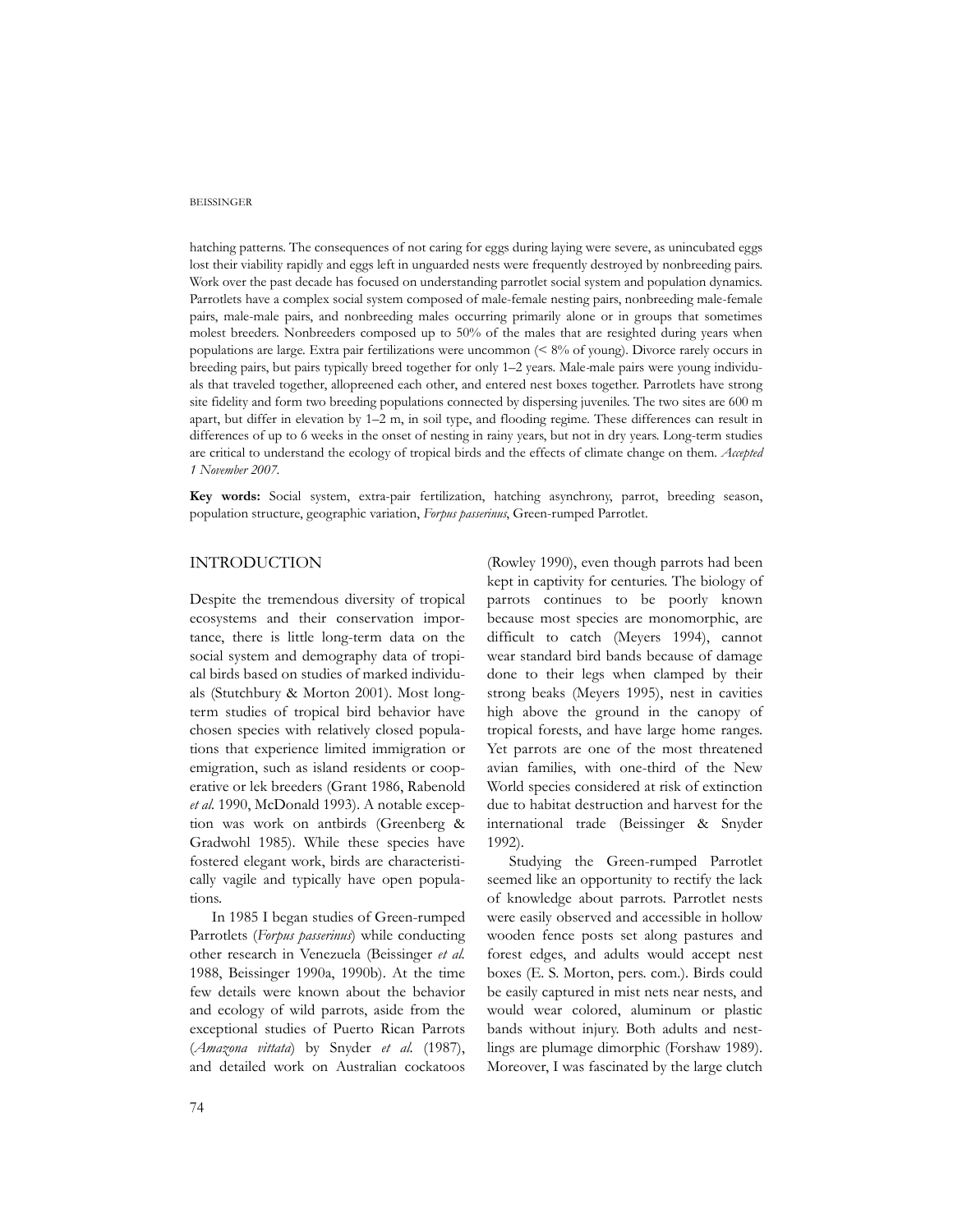hatching patterns. The consequences of not caring for eggs during laying were severe, as unincubated eggs lost their viability rapidly and eggs left in unguarded nests were frequently destroyed by nonbreeding pairs. Work over the past decade has focused on understanding parrotlet social system and population dynamics. Parrotlets have a complex social system composed of male-female nesting pairs, nonbreeding male-female pairs, male-male pairs, and nonbreeding males occurring primarily alone or in groups that sometimes molest breeders. Nonbreeders composed up to 50% of the males that are resighted during years when populations are large. Extra pair fertilizations were uncommon (< 8% of young). Divorce rarely occurs in breeding pairs, but pairs typically breed together for only 1–2 years. Male-male pairs were young individuals that traveled together, allopreened each other, and entered nest boxes together. Parrotlets have strong site fidelity and form two breeding populations connected by dispersing juveniles. The two sites are 600 m apart, but differ in elevation by 1–2 m, in soil type, and flooding regime. These differences can result in differences of up to 6 weeks in the onset of nesting in rainy years, but not in dry years. Long-term studies are critical to understand the ecology of tropical birds and the effects of climate change on them. *Accepted 1 November 2007.*

**Key words:** Social system, extra-pair fertilization, hatching asynchrony, parrot, breeding season, population structure, geographic variation, *Forpus passerinus*, Green-rumped Parrotlet.

## INTRODUCTION

Despite the tremendous diversity of tropical ecosystems and their conservation importance, there is little long-term data on the social system and demography data of tropical birds based on studies of marked individuals (Stutchbury & Morton 2001). Most long-term studies of tropical bird behavior have chosen species with relatively closed populations that experience limited immigration or emigration, such as island residents or cooperative or lek breeders (Grant 1986, Rabenold *et al.* 1990, McDonald 1993). A notable exception was work on antbirds (Greenberg & Gradwohl 1985). While these species have fostered elegant work, birds are characteristically vagile and typically have open populations.

In 1985 I began studies of Green-rumped Parrotlets (*Forpus passerinus*) while conducting other research in Venezuela (Beissinger *et al.* 1988, Beissinger 1990a, 1990b). At the time few details were known about the behavior and ecology of wild parrots, aside from the exceptional studies of Puerto Rican Parrots (*Amazona vittata*) by Snyder *et al.* (1987), and detailed work on Australian cockatoos (Rowley 1990), even though parrots had been kept in captivity for centuries. The biology of parrots continues to be poorly known because most species are monomorphic, are difficult to catch (Meyers 1994), cannot wear standard bird bands because of damage done to their legs when clamped by their strong beaks (Meyers 1995), nest in cavities high above the ground in the canopy of tropical forests, and have large home ranges. Yet parrots are one of the most threatened avian families, with one-third of the New World species considered at risk of extinction due to habitat destruction and harvest for the international trade (Beissinger & Snyder 1992).

Studying the Green-rumped Parrotlet seemed like an opportunity to rectify the lack of knowledge about parrots. Parrotlet nests were easily observed and accessible in hollow wooden fence posts set along pastures and forest edges, and adults would accept nest boxes (E. S. Morton, pers. com.). Birds could be easily captured in mist nets near nests, and would wear colored, aluminum or plastic bands without injury. Both adults and nestlings are plumage dimorphic (Forshaw 1989). Moreover, I was fascinated by the large clutch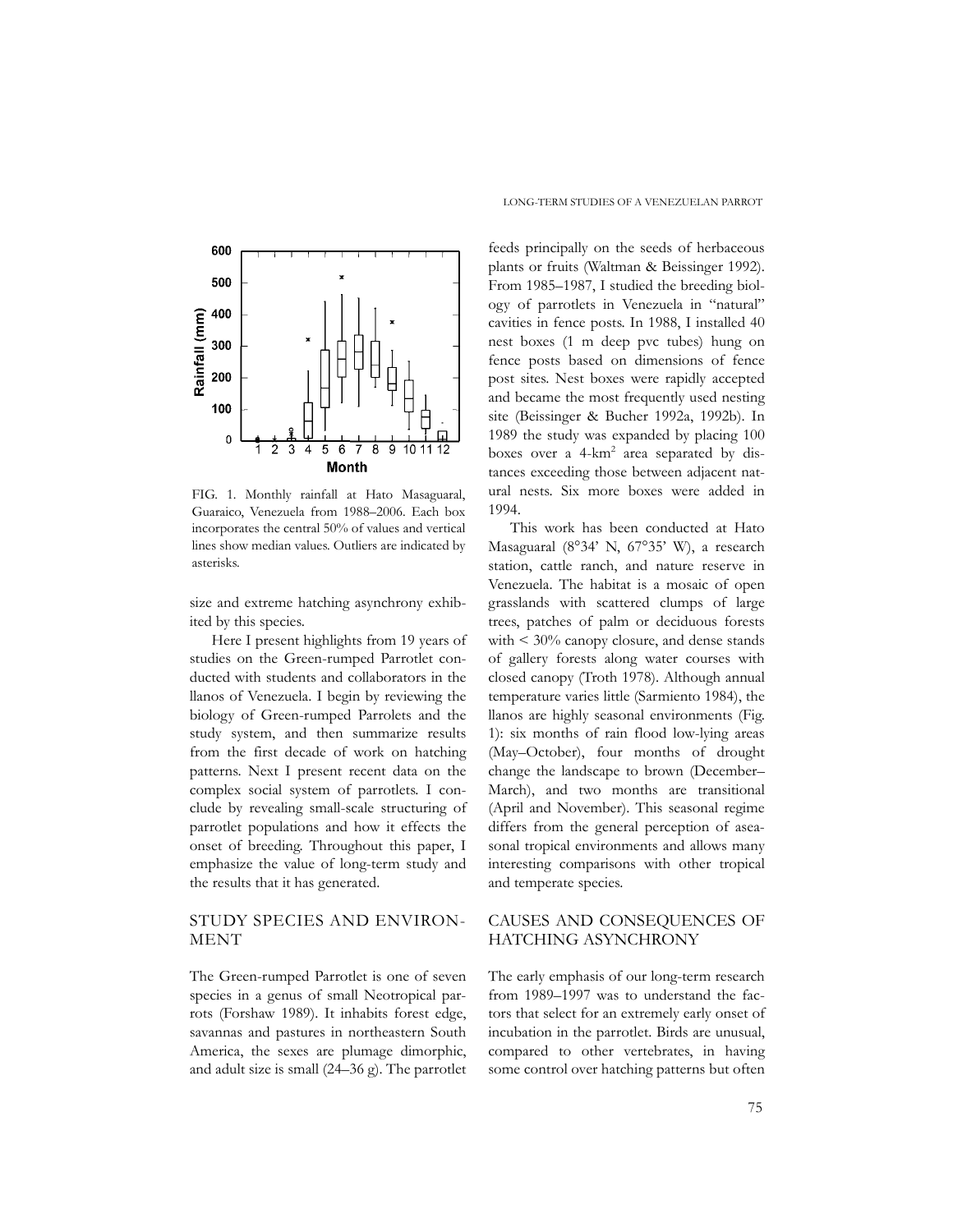FIG. 1. Monthly rainfall at Hato Masaguaral, Guaraico, Venezuela from 1988–2006. Each box incorporates the central 50% of values and vertical lines show median values. Outliers are indicated by asterisks.

size and extreme hatching asynchrony exhibited by this species.

Here I present highlights from 19 years of studies on the Green-rumped Parrotlet conducted with students and collaborators in the llanos of Venezuela. I begin by reviewing the biology of Green-rumped Parrolets and the study system, and then summarize results from the first decade of work on hatching patterns. Next I present recent data on the complex social system of parrotlets. I conclude by revealing small-scale structuring of parrotlet populations and how it effects the onset of breeding. Throughout this paper, I emphasize the value of long-term study and the results that it has generated.

## STUDY SPECIES AND ENVIRONMENT

The Green-rumped Parrotlet is one of seven species in a genus of small Neotropical parrots (Forshaw 1989). It inhabits forest edge, savannas and pastures in northeastern South America, the sexes are plumage dimorphic, and adult size is small (24–36 g). The parrotlet feeds principally on the seeds of herbaceous plants or fruits (Waltman & Beissinger 1992). From 1985–1987, I studied the breeding biology of parrotlets in Venezuela in "natural" cavities in fence posts. In 1988, I installed 40 nest boxes (1 m deep pvc tubes) hung on fence posts based on dimensions of fence post sites. Nest boxes were rapidly accepted and became the most frequently used nesting site (Beissinger & Bucher 1992a, 1992b). In 1989 the study was expanded by placing 100 boxes over a 4-km$^2$ area separated by distances exceeding those between adjacent natural nests. Six more boxes were added in 1994.

This work has been conducted at Hato Masaguaral (8°34' N, 67°35' W), a research station, cattle ranch, and nature reserve in Venezuela. The habitat is a mosaic of open grasslands with scattered clumps of large trees, patches of palm or deciduous forests with < 30% canopy closure, and dense stands of gallery forests along water courses with closed canopy (Troth 1978). Although annual temperature varies little (Sarmiento 1984), the llanos are highly seasonal environments (Fig. 1): six months of rain flood low-lying areas (May–October), four months of drought change the landscape to brown (December–March), and two months are transitional (April and November). This seasonal regime differs from the general perception of aseasonal tropical environments and allows many interesting comparisons with other tropical and temperate species.

## CAUSES AND CONSEQUENCES OF HATCHING ASYNCHRONY

The early emphasis of our long-term research from 1989–1997 was to understand the factors that select for an extremely early onset of incubation in the parrotlet. Birds are unusual, compared to other vertebrates, in having some control over hatching patterns but often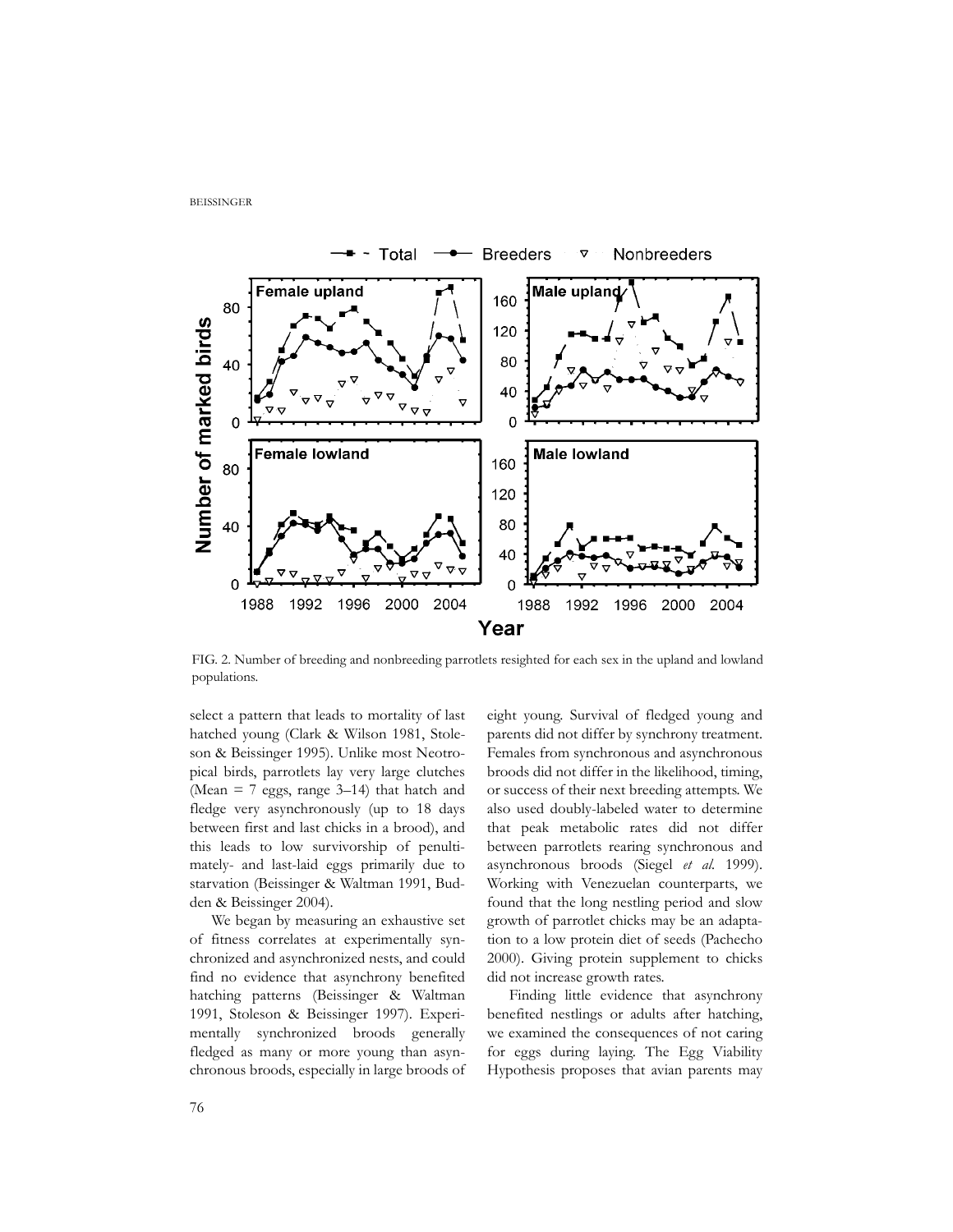FIG. 2. Number of breeding and nonbreeding parrotlets resighted for each sex in the upland and lowland populations.

select a pattern that leads to mortality of last hatched young (Clark & Wilson 1981, Stoleson & Beissinger 1995). Unlike most Neotropical birds, parrotlets lay very large clutches (Mean = 7 eggs, range 3–14) that hatch and fledge very asynchronously (up to 18 days between first and last chicks in a brood), and this leads to low survivorship of penultimately- and last-laid eggs primarily due to starvation (Beissinger & Waltman 1991, Budden & Beissinger 2004).

We began by measuring an exhaustive set of fitness correlates at experimentally synchronized and asynchronized nests, and could find no evidence that asynchrony benefited hatching patterns (Beissinger & Waltman 1991, Stoleson & Beissinger 1997). Experimentally synchronized broods generally fledged as many or more young than asynchronous broods, especially in large broods of eight young. Survival of fledged young and parents did not differ by synchrony treatment. Females from synchronous and asynchronous broods did not differ in the likelihood, timing, or success of their next breeding attempts. We also used doubly-labeled water to determine that peak metabolic rates did not differ between parrotlets rearing synchronous and asynchronous broods (Siegel *et al.* 1999). Working with Venezuelan counterparts, we found that the long nestling period and slow growth of parrotlet chicks may be an adaptation to a low protein diet of seeds (Pachecho 2000). Giving protein supplement to chicks did not increase growth rates.

Finding little evidence that asynchrony benefited nestlings or adults after hatching, we examined the consequences of not caring for eggs during laying. The Egg Viability Hypothesis proposes that avian parents may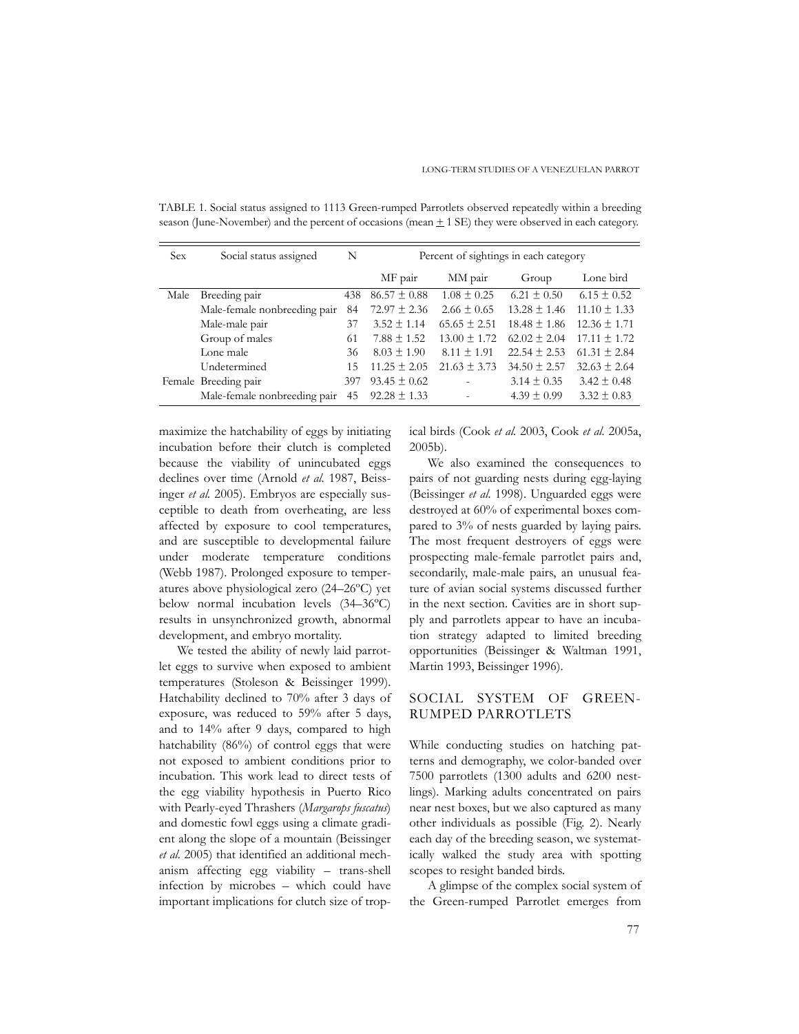TABLE 1. Social status assigned to 1113 Green-rumped Parrotlets observed repeatedly within a breeding season (June-November) and the percent of occasions (mean ± 1 SE) they were observed in each category.

| Sex | Social status assigned | N | Percent of sightings in each category | | | |
|---|---|---|---|---|---|---|
| | | | MF pair | MM pair | Group | Lone bird |
| Male | Breeding pair | 438 | 86.57 ± 0.88 | 1.08 ± 0.25 | 6.21 ± 0.50 | 6.15 ± 0.52 |
| | Male-female nonbreeding pair | 84 | 72.97 ± 2.36 | 2.66 ± 0.65 | 13.28 ± 1.46 | 11.10 ± 1.33 |
| | Male-male pair | 37 | 3.52 ± 1.14 | 65.65 ± 2.51 | 18.48 ± 1.86 | 12.36 ± 1.71 |
| | Group of males | 61 | 7.88 ± 1.52 | 13.00 ± 1.72 | 62.02 ± 2.04 | 17.11 ± 1.72 |
| | Lone male | 36 | 8.03 ± 1.90 | 8.11 ± 1.91 | 22.54 ± 2.53 | 61.31 ± 2.84 |
| | Undetermined | 15 | 11.25 ± 2.05 | 21.63 ± 3.73 | 34.50 ± 2.57 | 32.63 ± 2.64 |
| Female | Breeding pair | 397 | 93.45 ± 0.62 | - | 3.14 ± 0.35 | 3.42 ± 0.48 |
| | Male-female nonbreeding pair | 45 | 92.28 ± 1.33 | - | 4.39 ± 0.99 | 3.32 ± 0.83 |

maximize the hatchability of eggs by initiating incubation before their clutch is completed because the viability of unincubated eggs declines over time (Arnold *et al.* 1987, Beissinger *et al.* 2005). Embryos are especially susceptible to death from overheating, are less affected by exposure to cool temperatures, and are susceptible to developmental failure under moderate temperature conditions (Webb 1987). Prolonged exposure to temperatures above physiological zero (24–26ºC) yet below normal incubation levels (34–36ºC) results in unsynchronized growth, abnormal development, and embryo mortality.

We tested the ability of newly laid parrotlet eggs to survive when exposed to ambient temperatures (Stoleson & Beissinger 1999). Hatchability declined to 70% after 3 days of exposure, was reduced to 59% after 5 days, and to 14% after 9 days, compared to high hatchability (86%) of control eggs that were not exposed to ambient conditions prior to incubation. This work lead to direct tests of the egg viability hypothesis in Puerto Rico with Pearly-eyed Thrashers (*Margarops fuscatus*) and domestic fowl eggs using a climate gradient along the slope of a mountain (Beissinger *et al.* 2005) that identified an additional mechanism affecting egg viability – trans-shell infection by microbes – which could have important implications for clutch size of tropical birds (Cook *et al.* 2003, Cook *et al.* 2005a, 2005b).

We also examined the consequences to pairs of not guarding nests during egg-laying (Beissinger *et al.* 1998). Unguarded eggs were destroyed at 60% of experimental boxes compared to 3% of nests guarded by laying pairs. The most frequent destroyers of eggs were prospecting male-female parrotlet pairs and, secondarily, male-male pairs, an unusual feature of avian social systems discussed further in the next section. Cavities are in short supply and parrotlets appear to have an incubation strategy adapted to limited breeding opportunities (Beissinger & Waltman 1991, Martin 1993, Beissinger 1996).

## SOCIAL SYSTEM OF GREEN-RUMPED PARROTLETS

While conducting studies on hatching patterns and demography, we color-banded over 7500 parrotlets (1300 adults and 6200 nestlings). Marking adults concentrated on pairs near nest boxes, but we also captured as many other individuals as possible (Fig. 2). Nearly each day of the breeding season, we systematically walked the study area with spotting scopes to resight banded birds.

A glimpse of the complex social system of the Green-rumped Parrotlet emerges from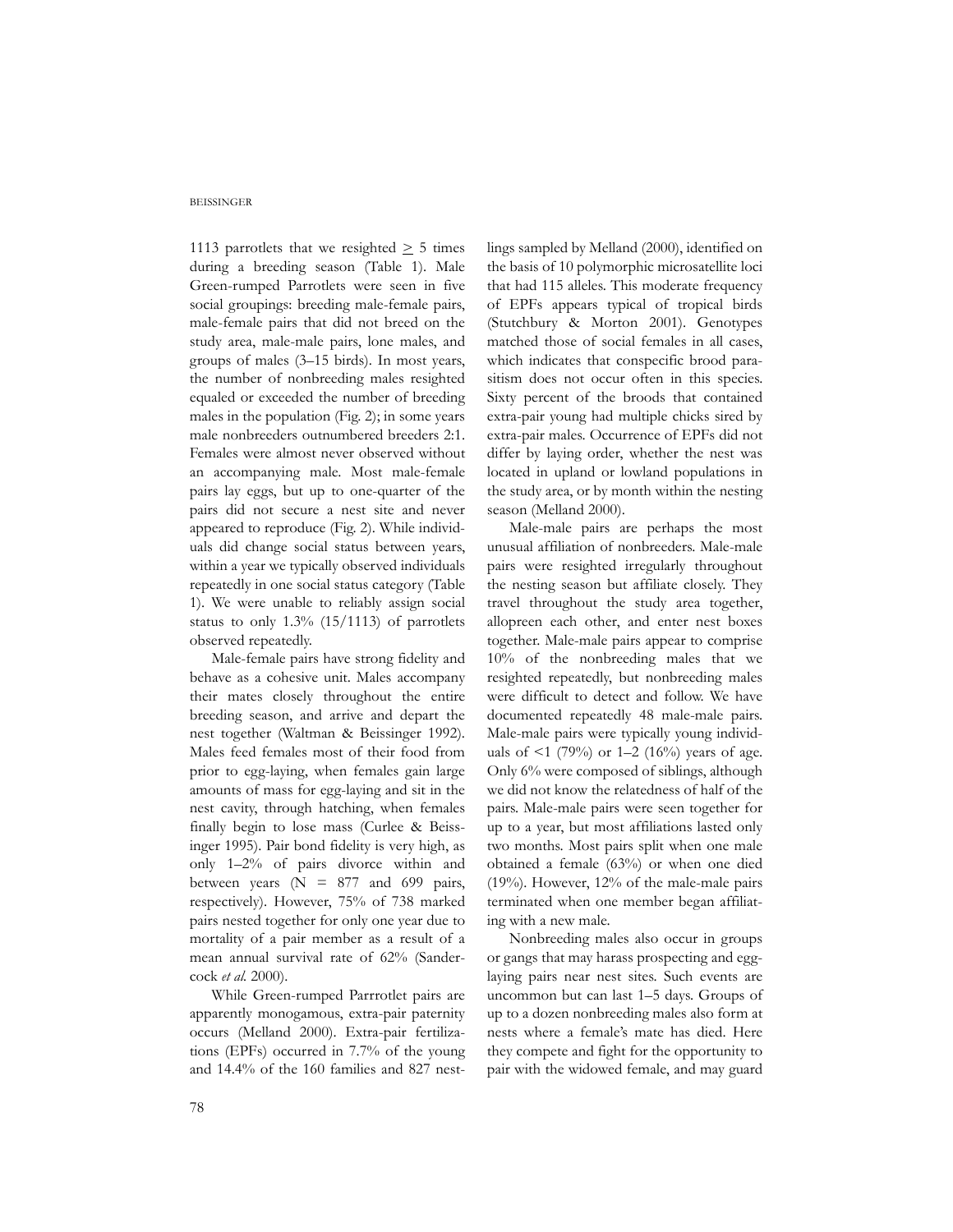1113 parrotlets that we resighted $\geq$ 5 times during a breeding season (Table 1). Male Green-rumped Parrotlets were seen in five social groupings: breeding male-female pairs, male-female pairs that did not breed on the study area, male-male pairs, lone males, and groups of males (3–15 birds). In most years, the number of nonbreeding males resighted equaled or exceeded the number of breeding males in the population (Fig. 2); in some years male nonbreeders outnumbered breeders 2:1. Females were almost never observed without an accompanying male. Most male-female pairs lay eggs, but up to one-quarter of the pairs did not secure a nest site and never appeared to reproduce (Fig. 2). While individuals did change social status between years, within a year we typically observed individuals repeatedly in one social status category (Table 1). We were unable to reliably assign social status to only 1.3% (15/1113) of parrotlets observed repeatedly.

Male-female pairs have strong fidelity and behave as a cohesive unit. Males accompany their mates closely throughout the entire breeding season, and arrive and depart the nest together (Waltman & Beissinger 1992). Males feed females most of their food from prior to egg-laying, when females gain large amounts of mass for egg-laying and sit in the nest cavity, through hatching, when females finally begin to lose mass (Curlee & Beissinger 1995). Pair bond fidelity is very high, as only 1–2% of pairs divorce within and between years (N = 877 and 699 pairs, respectively). However, 75% of 738 marked pairs nested together for only one year due to mortality of a pair member as a result of a mean annual survival rate of 62% (Sandercock *et al.* 2000).

While Green-rumped Parrrotlet pairs are apparently monogamous, extra-pair paternity occurs (Melland 2000). Extra-pair fertilizations (EPFs) occurred in 7.7% of the young and 14.4% of the 160 families and 827 nestlings sampled by Melland (2000), identified on the basis of 10 polymorphic microsatellite loci that had 115 alleles. This moderate frequency of EPFs appears typical of tropical birds (Stutchbury & Morton 2001). Genotypes matched those of social females in all cases, which indicates that conspecific brood parasitism does not occur often in this species. Sixty percent of the broods that contained extra-pair young had multiple chicks sired by extra-pair males. Occurrence of EPFs did not differ by laying order, whether the nest was located in upland or lowland populations in the study area, or by month within the nesting season (Melland 2000).

Male-male pairs are perhaps the most unusual affiliation of nonbreeders. Male-male pairs were resighted irregularly throughout the nesting season but affiliate closely. They travel throughout the study area together, allopreen each other, and enter nest boxes together. Male-male pairs appear to comprise 10% of the nonbreeding males that we resighted repeatedly, but nonbreeding males were difficult to detect and follow. We have documented repeatedly 48 male-male pairs. Male-male pairs were typically young individuals of <1 (79%) or 1–2 (16%) years of age. Only 6% were composed of siblings, although we did not know the relatedness of half of the pairs. Male-male pairs were seen together for up to a year, but most affiliations lasted only two months. Most pairs split when one male obtained a female (63%) or when one died (19%). However, 12% of the male-male pairs terminated when one member began affiliating with a new male.

Nonbreeding males also occur in groups or gangs that may harass prospecting and egg-laying pairs near nest sites. Such events are uncommon but can last 1–5 days. Groups of up to a dozen nonbreeding males also form at nests where a female's mate has died. Here they compete and fight for the opportunity to pair with the widowed female, and may guard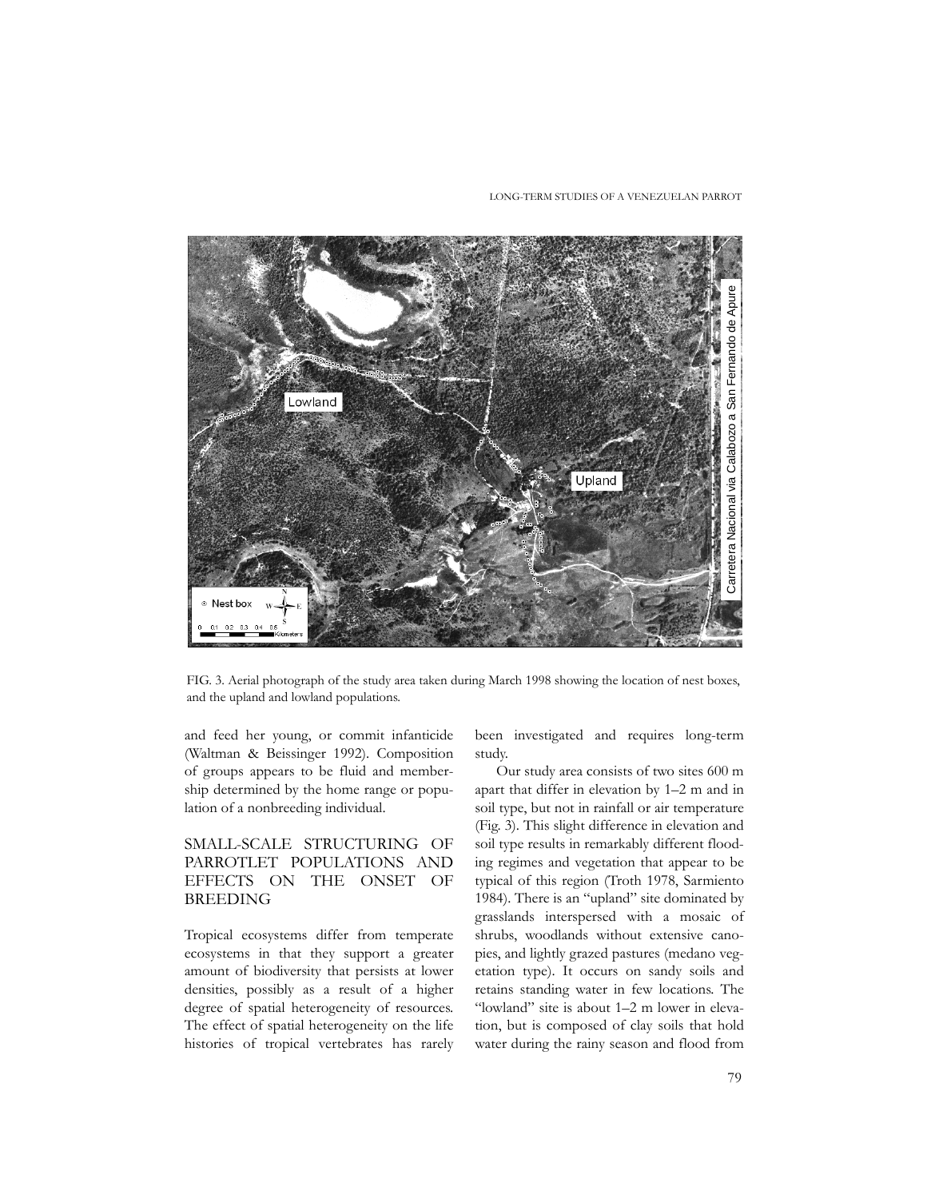FIG. 3. Aerial photograph of the study area taken during March 1998 showing the location of nest boxes, and the upland and lowland populations.

and feed her young, or commit infanticide (Waltman & Beissinger 1992). Composition of groups appears to be fluid and membership determined by the home range or population of a nonbreeding individual.

## SMALL-SCALE STRUCTURING OF PARROTLET POPULATIONS AND EFFECTS ON THE ONSET OF BREEDING

Tropical ecosystems differ from temperate ecosystems in that they support a greater amount of biodiversity that persists at lower densities, possibly as a result of a higher degree of spatial heterogeneity of resources. The effect of spatial heterogeneity on the life histories of tropical vertebrates has rarely been investigated and requires long-term study.

Our study area consists of two sites 600 m apart that differ in elevation by 1–2 m and in soil type, but not in rainfall or air temperature (Fig. 3). This slight difference in elevation and soil type results in remarkably different flooding regimes and vegetation that appear to be typical of this region (Troth 1978, Sarmiento 1984). There is an "upland" site dominated by grasslands interspersed with a mosaic of shrubs, woodlands without extensive canopies, and lightly grazed pastures (medano vegetation type). It occurs on sandy soils and retains standing water in few locations. The "lowland" site is about 1–2 m lower in elevation, but is composed of clay soils that hold water during the rainy season and flood from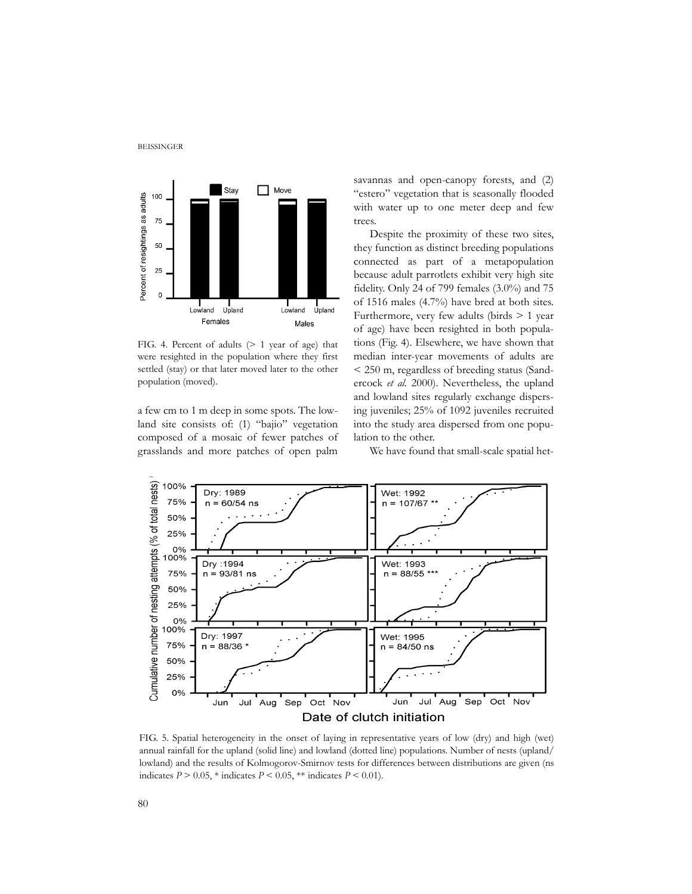FIG. 4. Percent of adults (> 1 year of age) that were resighted in the population where they first settled (stay) or that later moved later to the other population (moved).

a few cm to 1 m deep in some spots. The lowland site consists of: (1) "bajio" vegetation composed of a mosaic of fewer patches of grasslands and more patches of open palm savannas and open-canopy forests, and (2) "estero" vegetation that is seasonally flooded with water up to one meter deep and few trees.

Despite the proximity of these two sites, they function as distinct breeding populations connected as part of a metapopulation because adult parrotlets exhibit very high site fidelity. Only 24 of 799 females (3.0%) and 75 of 1516 males (4.7%) have bred at both sites. Furthermore, very few adults (birds > 1 year of age) have been resighted in both populations (Fig. 4). Elsewhere, we have shown that median inter-year movements of adults are < 250 m, regardless of breeding status (Sandercock *et al.* 2000). Nevertheless, the upland and lowland sites regularly exchange dispersing juveniles; 25% of 1092 juveniles recruited into the study area dispersed from one population to the other.

We have found that small-scale spatial het-

FIG. 5. Spatial heterogeneity in the onset of laying in representative years of low (dry) and high (wet) annual rainfall for the upland (solid line) and lowland (dotted line) populations. Number of nests (upland/lowland) and the results of Kolmogorov-Smirnov tests for differences between distributions are given (ns indicates $P > 0.05$, * indicates $P < 0.05$, ** indicates $P < 0.01$).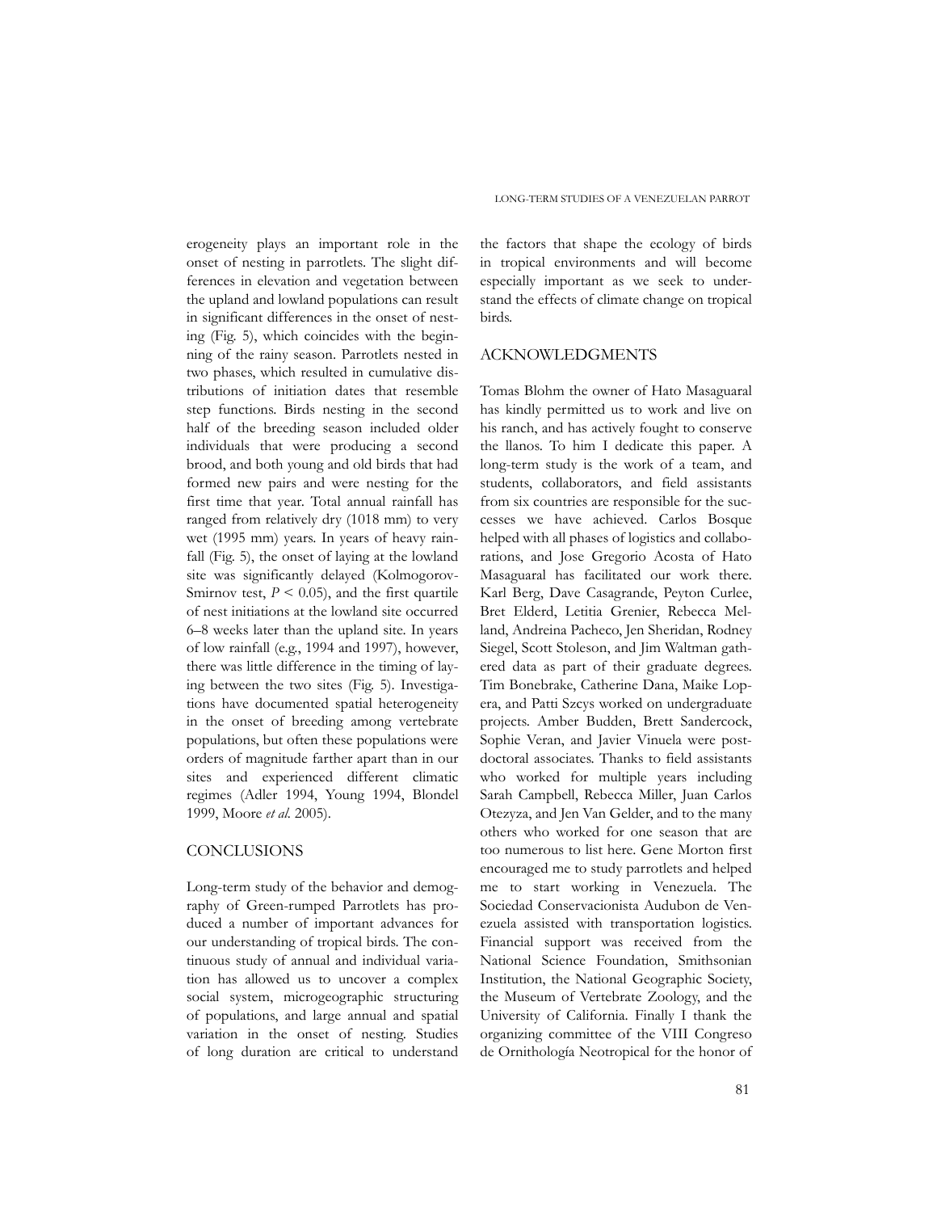erogeneity plays an important role in the onset of nesting in parrotlets. The slight differences in elevation and vegetation between the upland and lowland populations can result in significant differences in the onset of nesting (Fig. 5), which coincides with the beginning of the rainy season. Parrotlets nested in two phases, which resulted in cumulative distributions of initiation dates that resemble step functions. Birds nesting in the second half of the breeding season included older individuals that were producing a second brood, and both young and old birds that had formed new pairs and were nesting for the first time that year. Total annual rainfall has ranged from relatively dry (1018 mm) to very wet (1995 mm) years. In years of heavy rainfall (Fig. 5), the onset of laying at the lowland site was significantly delayed (Kolmogorov-Smirnov test, $P < 0.05$), and the first quartile of nest initiations at the lowland site occurred 6–8 weeks later than the upland site. In years of low rainfall (e.g., 1994 and 1997), however, there was little difference in the timing of laying between the two sites (Fig. 5). Investigations have documented spatial heterogeneity in the onset of breeding among vertebrate populations, but often these populations were orders of magnitude farther apart than in our sites and experienced different climatic regimes (Adler 1994, Young 1994, Blondel 1999, Moore *et al.* 2005).

## CONCLUSIONS

Long-term study of the behavior and demography of Green-rumped Parrotlets has produced a number of important advances for our understanding of tropical birds. The continuous study of annual and individual variation has allowed us to uncover a complex social system, microgeographic structuring of populations, and large annual and spatial variation in the onset of nesting. Studies of long duration are critical to understand the factors that shape the ecology of birds in tropical environments and will become especially important as we seek to understand the effects of climate change on tropical birds.

## ACKNOWLEDGMENTS

Tomas Blohm the owner of Hato Masaguaral has kindly permitted us to work and live on his ranch, and has actively fought to conserve the llanos. To him I dedicate this paper. A long-term study is the work of a team, and students, collaborators, and field assistants from six countries are responsible for the successes we have achieved. Carlos Bosque helped with all phases of logistics and collaborations, and Jose Gregorio Acosta of Hato Masaguaral has facilitated our work there. Karl Berg, Dave Casagrande, Peyton Curlee, Bret Elderd, Letitia Grenier, Rebecca Melland, Andreina Pacheco, Jen Sheridan, Rodney Siegel, Scott Stoleson, and Jim Waltman gathered data as part of their graduate degrees. Tim Bonebrake, Catherine Dana, Maike Lopera, and Patti Szcys worked on undergraduate projects. Amber Budden, Brett Sandercock, Sophie Veran, and Javier Vinuela were postdoctoral associates. Thanks to field assistants who worked for multiple years including Sarah Campbell, Rebecca Miller, Juan Carlos Otezyza, and Jen Van Gelder, and to the many others who worked for one season that are too numerous to list here. Gene Morton first encouraged me to study parrotlets and helped me to start working in Venezuela. The Sociedad Conservacionista Audubon de Venezuela assisted with transportation logistics. Financial support was received from the National Science Foundation, Smithsonian Institution, the National Geographic Society, the Museum of Vertebrate Zoology, and the University of California. Finally I thank the organizing committee of the VIII Congreso de Ornithología Neotropical for the honor of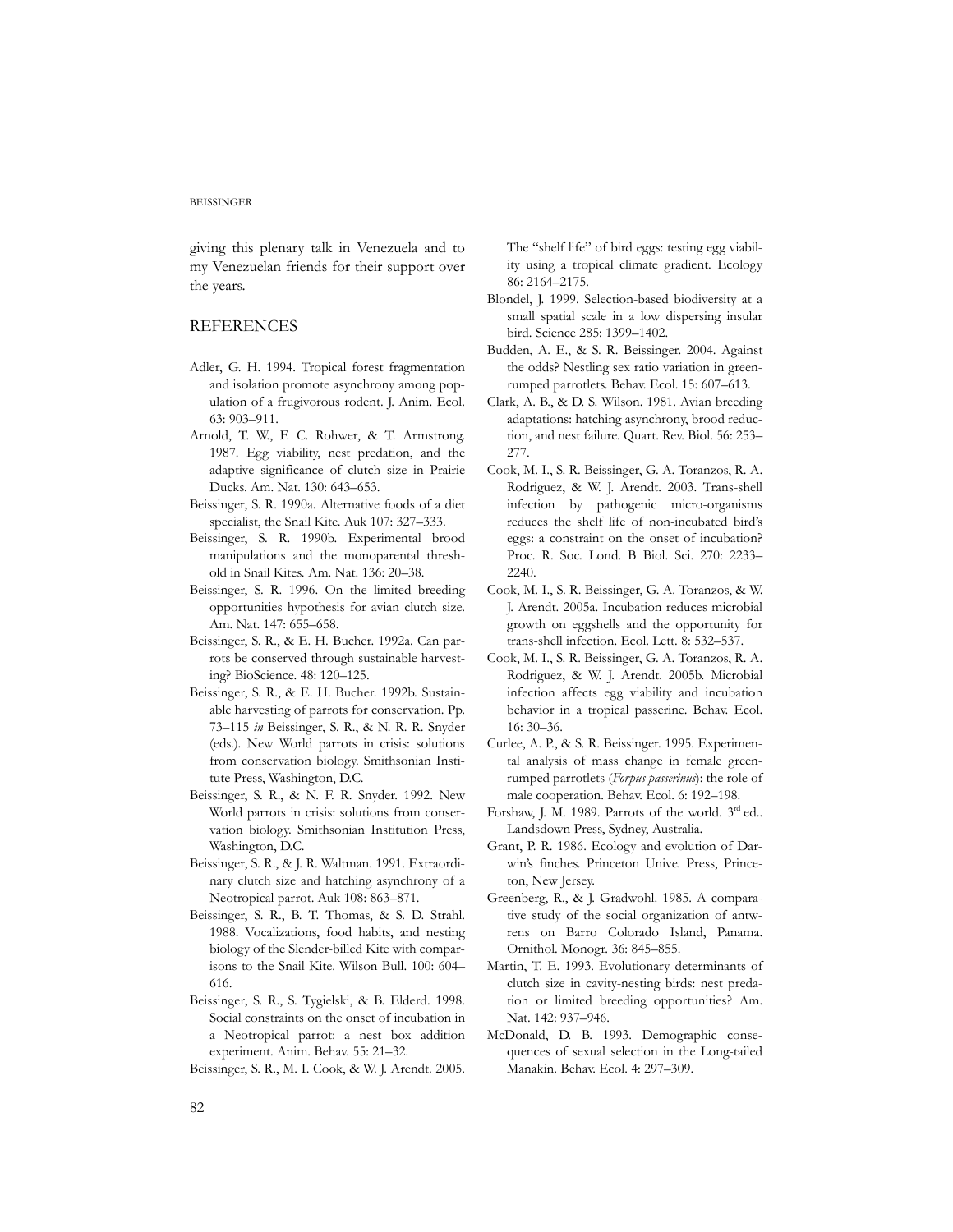giving this plenary talk in Venezuela and to my Venezuelan friends for their support over the years.

## REFERENCES

Adler, G. H. 1994. Tropical forest fragmentation and isolation promote asynchrony among population of a frugivorous rodent. J. Anim. Ecol. 63: 903–911.

Arnold, T. W., F. C. Rohwer, & T. Armstrong. 1987. Egg viability, nest predation, and the adaptive significance of clutch size in Prairie Ducks. Am. Nat. 130: 643–653.

Beissinger, S. R. 1990a. Alternative foods of a diet specialist, the Snail Kite. Auk 107: 327–333.

Beissinger, S. R. 1990b. Experimental brood manipulations and the monoparental threshold in Snail Kites. Am. Nat. 136: 20–38.

Beissinger, S. R. 1996. On the limited breeding opportunities hypothesis for avian clutch size. Am. Nat. 147: 655–658.

Beissinger, S. R., & E. H. Bucher. 1992a. Can parrots be conserved through sustainable harvesting? BioScience. 48: 120–125.

Beissinger, S. R., & E. H. Bucher. 1992b. Sustainable harvesting of parrots for conservation. Pp. 73–115 *in* Beissinger, S. R., & N. R. R. Snyder (eds.). New World parrots in crisis: solutions from conservation biology. Smithsonian Institute Press, Washington, D.C.

Beissinger, S. R., & N. F. R. Snyder. 1992. New World parrots in crisis: solutions from conservation biology. Smithsonian Institution Press, Washington, D.C.

Beissinger, S. R., & J. R. Waltman. 1991. Extraordinary clutch size and hatching asynchrony of a Neotropical parrot. Auk 108: 863–871.

Beissinger, S. R., B. T. Thomas, & S. D. Strahl. 1988. Vocalizations, food habits, and nesting biology of the Slender-billed Kite with comparisons to the Snail Kite. Wilson Bull. 100: 604–616.

Beissinger, S. R., S. Tygielski, & B. Elderd. 1998. Social constraints on the onset of incubation in a Neotropical parrot: a nest box addition experiment. Anim. Behav. 55: 21–32.

Beissinger, S. R., M. I. Cook, & W. J. Arendt. 2005. The "shelf life" of bird eggs: testing egg viability using a tropical climate gradient. Ecology 86: 2164–2175.

Blondel, J. 1999. Selection-based biodiversity at a small spatial scale in a low dispersing insular bird. Science 285: 1399–1402.

Budden, A. E., & S. R. Beissinger. 2004. Against the odds? Nestling sex ratio variation in green-rumped parrotlets. Behav. Ecol. 15: 607–613.

Clark, A. B., & D. S. Wilson. 1981. Avian breeding adaptations: hatching asynchrony, brood reduction, and nest failure. Quart. Rev. Biol. 56: 253–277.

Cook, M. I., S. R. Beissinger, G. A. Toranzos, R. A. Rodriguez, & W. J. Arendt. 2003. Trans-shell infection by pathogenic micro-organisms reduces the shelf life of non-incubated bird's eggs: a constraint on the onset of incubation? Proc. R. Soc. Lond. B Biol. Sci. 270: 2233–2240.

Cook, M. I., S. R. Beissinger, G. A. Toranzos, & W. J. Arendt. 2005a. Incubation reduces microbial growth on eggshells and the opportunity for trans-shell infection. Ecol. Lett. 8: 532–537.

Cook, M. I., S. R. Beissinger, G. A. Toranzos, R. A. Rodriguez, & W. J. Arendt. 2005b. Microbial infection affects egg viability and incubation behavior in a tropical passerine. Behav. Ecol. 16: 30–36.

Curlee, A. P., & S. R. Beissinger. 1995. Experimental analysis of mass change in female green-rumped parrotlets (*Forpus passerinus*): the role of male cooperation. Behav. Ecol. 6: 192–198.

Forshaw, J. M. 1989. Parrots of the world. 3rd ed.. Landsdown Press, Sydney, Australia.

Grant, P. R. 1986. Ecology and evolution of Darwin's finches. Princeton Unive. Press, Princeton, New Jersey.

Greenberg, R., & J. Gradwohl. 1985. A comparative study of the social organization of antwrens on Barro Colorado Island, Panama. Ornithol. Monogr. 36: 845–855.

Martin, T. E. 1993. Evolutionary determinants of clutch size in cavity-nesting birds: nest predation or limited breeding opportunities? Am. Nat. 142: 937–946.

McDonald, D. B. 1993. Demographic consequences of sexual selection in the Long-tailed Manakin. Behav. Ecol. 4: 297–309.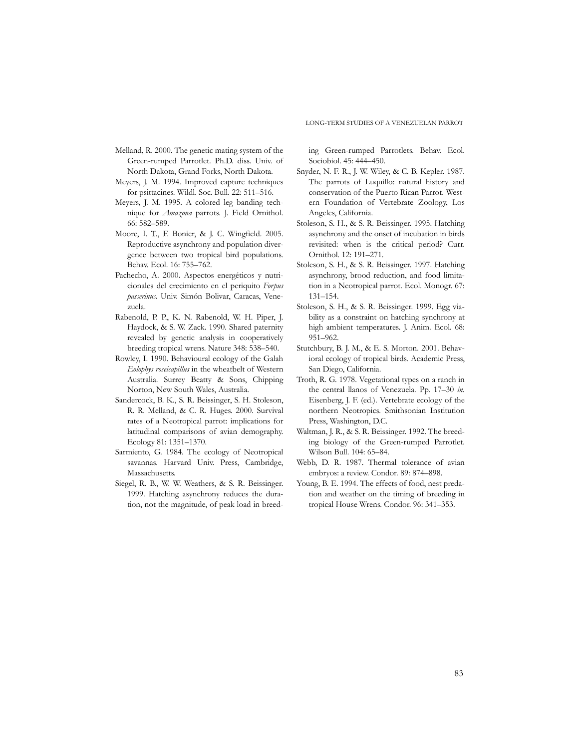Melland, R. 2000. The genetic mating system of the Green-rumped Parrotlet. Ph.D. diss. Univ. of North Dakota, Grand Forks, North Dakota.

Meyers, J. M. 1994. Improved capture techniques for psittacines. Wildl. Soc. Bull. 22: 511–516.

Meyers, J. M. 1995. A colored leg banding technique for *Amazona* parrots. J. Field Ornithol. 66: 582–589.

Moore, I. T., F. Bonier, & J. C. Wingfield. 2005. Reproductive asynchrony and population divergence between two tropical bird populations. Behav. Ecol. 16: 755–762.

Pachecho, A. 2000. Aspectos energéticos y nutricionales del crecimiento en el periquito *Forpus passerinus.* Univ. Simón Bolivar, Caracas, Venezuela.

Rabenold, P. P., K. N. Rabenold, W. H. Piper, J. Haydock, & S. W. Zack. 1990. Shared paternity revealed by genetic analysis in cooperatively breeding tropical wrens. Nature 348: 538–540.

Rowley, I. 1990. Behavioural ecology of the Galah *Eolophys roseicapillus* in the wheatbelt of Western Australia. Surrey Beatty & Sons, Chipping Norton, New South Wales, Australia.

Sandercock, B. K., S. R. Beissinger, S. H. Stoleson, R. R. Melland, & C. R. Huges. 2000. Survival rates of a Neotropical parrot: implications for latitudinal comparisons of avian demography. Ecology 81: 1351–1370.

Sarmiento, G. 1984. The ecology of Neotropical savannas. Harvard Univ. Press, Cambridge, Massachusetts.

Siegel, R. B., W. W. Weathers, & S. R. Beissinger. 1999. Hatching asynchrony reduces the duration, not the magnitude, of peak load in breeding Green-rumped Parrotlets. Behav. Ecol. Sociobiol. 45: 444–450.

Snyder, N. F. R., J. W. Wiley, & C. B. Kepler. 1987. The parrots of Luquillo: natural history and conservation of the Puerto Rican Parrot. Western Foundation of Vertebrate Zoology, Los Angeles, California.

Stoleson, S. H., & S. R. Beissinger. 1995. Hatching asynchrony and the onset of incubation in birds revisited: when is the critical period? Curr. Ornithol. 12: 191–271.

Stoleson, S. H., & S. R. Beissinger. 1997. Hatching asynchrony, brood reduction, and food limitation in a Neotropical parrot. Ecol. Monogr. 67: 131–154.

Stoleson, S. H., & S. R. Beissinger. 1999. Egg viability as a constraint on hatching synchrony at high ambient temperatures. J. Anim. Ecol. 68: 951–962.

Stutchbury, B. J. M., & E. S. Morton. 2001. Behavioral ecology of tropical birds. Academic Press, San Diego, California.

Troth, R. G. 1978. Vegetational types on a ranch in the central llanos of Venezuela. Pp. 17–30 *in*. Eisenberg, J. F. (ed.). Vertebrate ecology of the northern Neotropics. Smithsonian Institution Press, Washington, D.C.

Waltman, J. R., & S. R. Beissinger. 1992. The breeding biology of the Green-rumped Parrotlet. Wilson Bull. 104: 65–84.

Webb, D. R. 1987. Thermal tolerance of avian embryos: a review. Condor. 89: 874–898.

Young, B. E. 1994. The effects of food, nest predation and weather on the timing of breeding in tropical House Wrens. Condor. 96: 341–353.